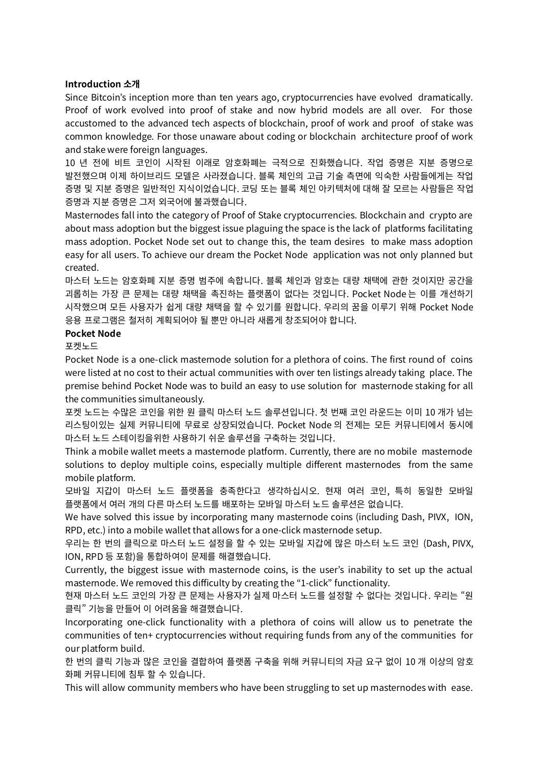**Introduction 소개**

Since Bitcoin's inception more than ten years ago, cryptocurrencies have evolved dramatically. Proof of work evolved into proof of stake and now hybrid models are all over. For those accustomed to the advanced tech aspects of blockchain, proof of work and proof of stake was common knowledge. For those unaware about coding or blockchain architecture proof of work and stake were foreign languages.

10 년 전에 비트 코인이 시작된 이래로 암호화폐는 극적으로 진화했습니다. 작업 증명은 지분 증명으로 발전했으며 이제 하이브리드 모델은 사라졌습니다. 블록 체인의 고급 기술 측면에 익숙한 사람들에게는 작업 증명 및 지분 증명은 일반적인 지식이었습니다. 코딩 또는 블록 체인 아키텍처에 대해 잘 모르는 사람들은 작업 증명과 지분 증명은 그저 외국어에 불과했습니다.

Masternodes fall into the category of Proof of Stake cryptocurrencies. Blockchain and crypto are about mass adoption but the biggest issue plaguing the space is the lack of platforms facilitating mass adoption. Pocket Node set out to change this, the team desires to make mass adoption easy for all users. To achieve our dream the Pocket Node application was not only planned but created.

마스터 노드는 암호화폐 지분 증명 범주에 속합니다. 블록 체인과 암호는 대량 채택에 관한 것이지만 공간을 괴롭히는 가장 큰 문제는 대량 채택을 촉진하는 플랫폼이 없다는 것입니다. Pocket Node 는 이를 개선하기 시작했으며 모든 사용자가 쉽게 대량 채택을 할 수 있기를 원합니다. 우리의 꿈을 이루기 위해 Pocket Node 응용 프로그램은 철저히 계획되어야 될 뿐만 아니라 새롭게 창조되어야 합니다.

**Pocket Node**

포켓노드

Pocket Node is a one-click masternode solution for a plethora of coins. The first round of coins were listed at no cost to their actual communities with over ten listings already taking place. The premise behind Pocket Node was to build an easy to use solution for masternode staking for all the communities simultaneously.

포켓 노드는 수많은 코인을 위한 원 클릭 마스터 노드 솔루션입니다. 첫 번째 코인 라운드는 이미 10 개가 넘는 리스팅이있는 실제 커뮤니티에 무료로 상장되었습니다. Pocket Node 의 전제는 모든 커뮤니티에서 동시에 마스터 노드 스테이킹을위한 사용하기 쉬운 솔루션을 구축하는 것입니다.

Think a mobile wallet meets a masternode platform. Currently, there are no mobile masternode solutions to deploy multiple coins, especially multiple different masternodes from the same mobile platform.

모바일 지갑이 마스터 노드 플랫폼을 충족한다고 생각하십시오. 현재 여러 코인, 특히 동일한 모바일 플랫폼에서 여러 개의 다른 마스터 노드를 배포하는 모바일 마스터 노드 솔루션은 없습니다.

We have solved this issue by incorporating many masternode coins (including Dash, PIVX, ION, RPD, etc.) into a mobile wallet that allows for a one-click masternode setup.

우리는 한 번의 클릭으로 마스터 노드 설정을 할 수 있는 모바일 지갑에 많은 마스터 노드 코인 (Dash, PIVX, ION, RPD 등 포함)을 통합하여이 문제를 해결했습니다.

Currently, the biggest issue with masternode coins, is the user's inability to set up the actual masternode. We removed this difficulty by creating the "1-click" functionality.

현재 마스터 노드 코인의 가장 큰 문제는 사용자가 실제 마스터 노드를 설정할 수 없다는 것입니다. 우리는 "원 클릭" 기능을 만들어 이 어려움을 해결했습니다.

Incorporating one-click functionality with a plethora of coins will allow us to penetrate the communities of ten+ cryptocurrencies without requiring funds from any of the communities for our platform build.

한 번의 클릭 기능과 많은 코인을 결합하여 플랫폼 구축을 위해 커뮤니티의 자금 요구 없이 10 개 이상의 암호화폐 커뮤니티에 침투 할 수 있습니다.

This will allow community members who have been struggling to set up masternodes with ease.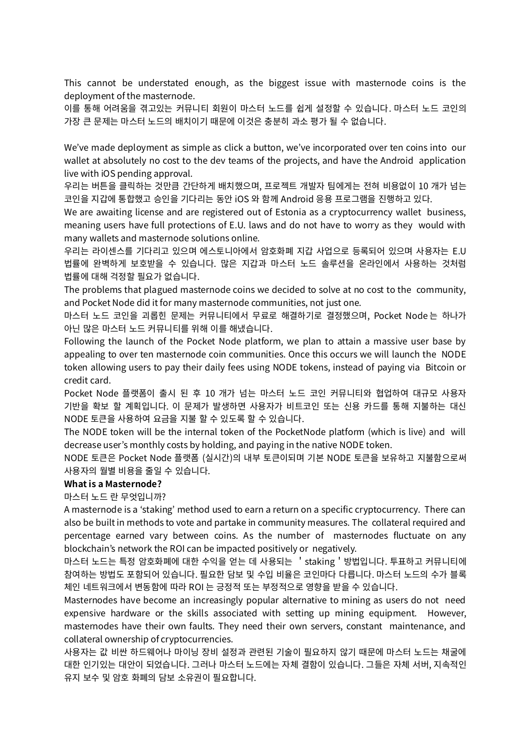This cannot be understated enough, as the biggest issue with masternode coins is the deployment of the masternode.

이를 통해 어려움을 겪고있는 커뮤니티 회원이 마스터 노드를 쉽게 설정할 수 있습니다. 마스터 노드 코인의 가장 큰 문제는 마스터 노드의 배치이기 때문에 이것은 충분히 과소 평가 될 수 없습니다.

We've made deployment as simple as click a button, we've incorporated over ten coins into our wallet at absolutely no cost to the dev teams of the projects, and have the Android application live with iOS pending approval.

우리는 버튼을 클릭하는 것만큼 간단하게 배치했으며, 프로젝트 개발자 팀에게는 전혀 비용없이 10 개가 넘는 코인을 지갑에 통합했고 승인을 기다리는 동안 iOS 와 함께 Android 응용 프로그램을 진행하고 있다.

We are awaiting license and are registered out of Estonia as a cryptocurrency wallet business, meaning users have full protections of E.U. laws and do not have to worry as they would with many wallets and masternode solutions online.

우리는 라이센스를 기다리고 있으며 에스토니아에서 암호화폐 지갑 사업으로 등록되어 있으며 사용자는 E.U 법률에 완벽하게 보호받을 수 있습니다. 많은 지갑과 마스터 노드 솔루션을 온라인에서 사용하는 것처럼 법률에 대해 걱정할 필요가 없습니다.

The problems that plagued masternode coins we decided to solve at no cost to the community, and Pocket Node did it for many masternode communities, not just one.

마스터 노드 코인을 괴롭힌 문제는 커뮤니티에서 무료로 해결하기로 결정했으며, Pocket Node 는 하나가 아닌 많은 마스터 노드 커뮤니티를 위해 이를 해냈습니다.

Following the launch of the Pocket Node platform, we plan to attain a massive user base by appealing to over ten masternode coin communities. Once this occurs we will launch the NODE token allowing users to pay their daily fees using NODE tokens, instead of paying via Bitcoin or credit card.

Pocket Node 플랫폼이 출시 된 후 10 개가 넘는 마스터 노드 코인 커뮤니티와 협업하여 대규모 사용자 기반을 확보 할 계획입니다. 이 문제가 발생하면 사용자가 비트코인 또는 신용 카드를 통해 지불하는 대신 NODE 토큰을 사용하여 요금을 지불 할 수 있도록 할 수 있습니다.

The NODE token will be the internal token of the PocketNode platform (which is live) and will decrease user's monthly costs by holding, and paying in the native NODE token.

NODE 토큰은 Pocket Node 플랫폼 (실시간)의 내부 토큰이되며 기본 NODE 토큰을 보유하고 지불함으로써 사용자의 월별 비용을 줄일 수 있습니다.

**What is a Masternode?**

마스터 노드 란 무엇입니까?

A masternode is a 'staking' method used to earn a return on a specific cryptocurrency. There can also be built in methods to vote and partake in community measures. The collateral required and percentage earned vary between coins. As the number of masternodes fluctuate on any blockchain's network the ROI can be impacted positively or negatively.

마스터 노드는 특정 암호화폐에 대한 수익을 얻는 데 사용되는 'staking' 방법입니다. 투표하고 커뮤니티에 참여하는 방법도 포함되어 있습니다. 필요한 담보 및 수입 비율은 코인마다 다릅니다. 마스터 노드의 수가 블록 체인 네트워크에서 변동함에 따라 ROI 는 긍정적 또는 부정적으로 영향을 받을 수 있습니다.

Masternodes have become an increasingly popular alternative to mining as users do not need expensive hardware or the skills associated with setting up mining equipment. However, masternodes have their own faults. They need their own servers, constant maintenance, and collateral ownership of cryptocurrencies.

사용자는 값 비싼 하드웨어나 마이닝 장비 설정과 관련된 기술이 필요하지 않기 때문에 마스터 노드는 채굴에 대한 인기있는 대안이 되었습니다. 그러나 마스터 노드에는 자체 결함이 있습니다. 그들은 자체 서버, 지속적인 유지 보수 및 암호 화폐의 담보 소유권이 필요합니다.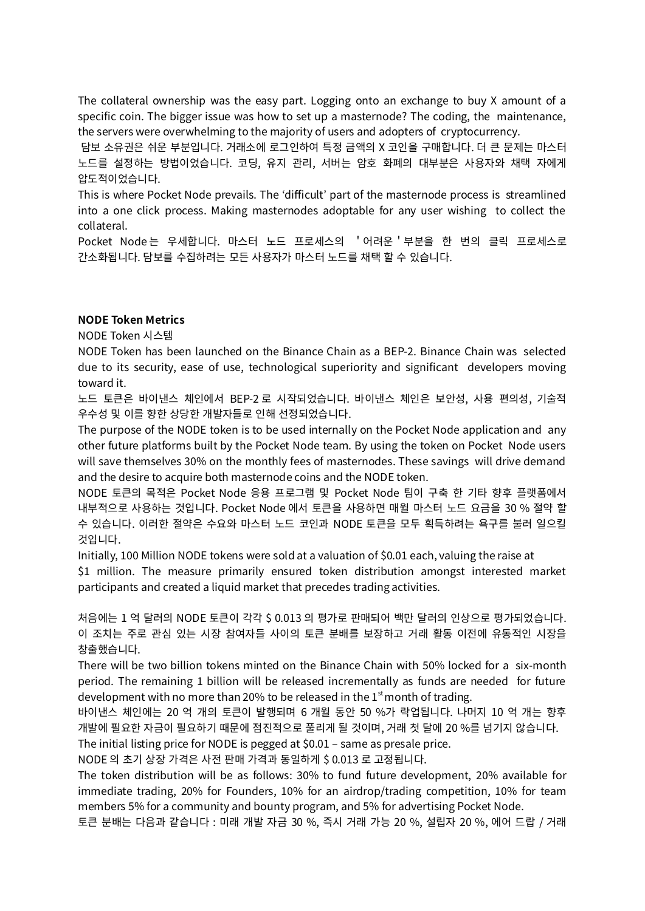The collateral ownership was the easy part. Logging onto an exchange to buy X amount of a specific coin. The bigger issue was how to set up a masternode? The coding, the maintenance, the servers were overwhelming to the majority of users and adopters of cryptocurrency.

담보 소유권은 쉬운 부분입니다. 거래소에 로그인하여 특정 금액의 X 코인을 구매합니다. 더 큰 문제는 마스터 노드를 설정하는 방법이었습니다. 코딩, 유지 관리, 서버는 암호 화폐의 대부분은 사용자와 채택 자에게 압도적이었습니다.

This is where Pocket Node prevails. The 'difficult' part of the masternode process is streamlined into a one click process. Making masternodes adoptable for any user wishing to collect the collateral.

Pocket Node 는 우세합니다. 마스터 노드 프로세스의 '어려운' 부분을 한 번의 클릭 프로세스로 간소화됩니다. 담보를 수집하려는 모든 사용자가 마스터 노드를 채택 할 수 있습니다.

**NODE Token Metrics**

NODE Token 시스템

NODE Token has been launched on the Binance Chain as a BEP-2. Binance Chain was selected due to its security, ease of use, technological superiority and significant developers moving toward it.

노드 토큰은 바이낸스 체인에서 BEP-2 로 시작되었습니다. 바이낸스 체인은 보안성, 사용 편의성, 기술적 우수성 및 이를 향한 상당한 개발자들로 인해 선정되었습니다.

The purpose of the NODE token is to be used internally on the Pocket Node application and any other future platforms built by the Pocket Node team. By using the token on Pocket Node users will save themselves 30% on the monthly fees of masternodes. These savings will drive demand and the desire to acquire both masternode coins and the NODE token.

NODE 토큰의 목적은 Pocket Node 응용 프로그램 및 Pocket Node 팀이 구축 한 기타 향후 플랫폼에서 내부적으로 사용하는 것입니다. Pocket Node 에서 토큰을 사용하면 매월 마스터 노드 요금을 30 % 절약 할 수 있습니다. 이러한 절약은 수요와 마스터 노드 코인과 NODE 토큰을 모두 획득하려는 욕구를 불러 일으킬 것입니다.

Initially, 100 Million NODE tokens were sold at a valuation of $0.01 each, valuing the raise at $1 million. The measure primarily ensured token distribution amongst interested market participants and created a liquid market that precedes trading activities.

처음에는 1 억 달러의 NODE 토큰이 각각 $ 0.013 의 평가로 판매되어 백만 달러의 인상으로 평가되었습니다. 이 조치는 주로 관심 있는 시장 참여자들 사이의 토큰 분배를 보장하고 거래 활동 이전에 유동적인 시장을 창출했습니다.

There will be two billion tokens minted on the Binance Chain with 50% locked for a six-month period. The remaining 1 billion will be released incrementally as funds are needed for future development with no more than 20% to be released in the 1st month of trading.

바이낸스 체인에는 20 억 개의 토큰이 발행되며 6 개월 동안 50 %가 락업됩니다. 나머지 10 억 개는 향후 개발에 필요한 자금이 필요하기 때문에 점진적으로 풀리게 될 것이며, 거래 첫 달에 20 %를 넘기지 않습니다.

The initial listing price for NODE is pegged at $0.01 – same as presale price.

NODE 의 초기 상장 가격은 사전 판매 가격과 동일하게 $ 0.013 로 고정됩니다.

The token distribution will be as follows: 30% to fund future development, 20% available for immediate trading, 20% for Founders, 10% for an airdrop/trading competition, 10% for team members 5% for a community and bounty program, and 5% for advertising Pocket Node.

토큰 분배는 다음과 같습니다 : 미래 개발 자금 30 %, 즉시 거래 가능 20 %, 설립자 20 %, 에어 드랍 / 거래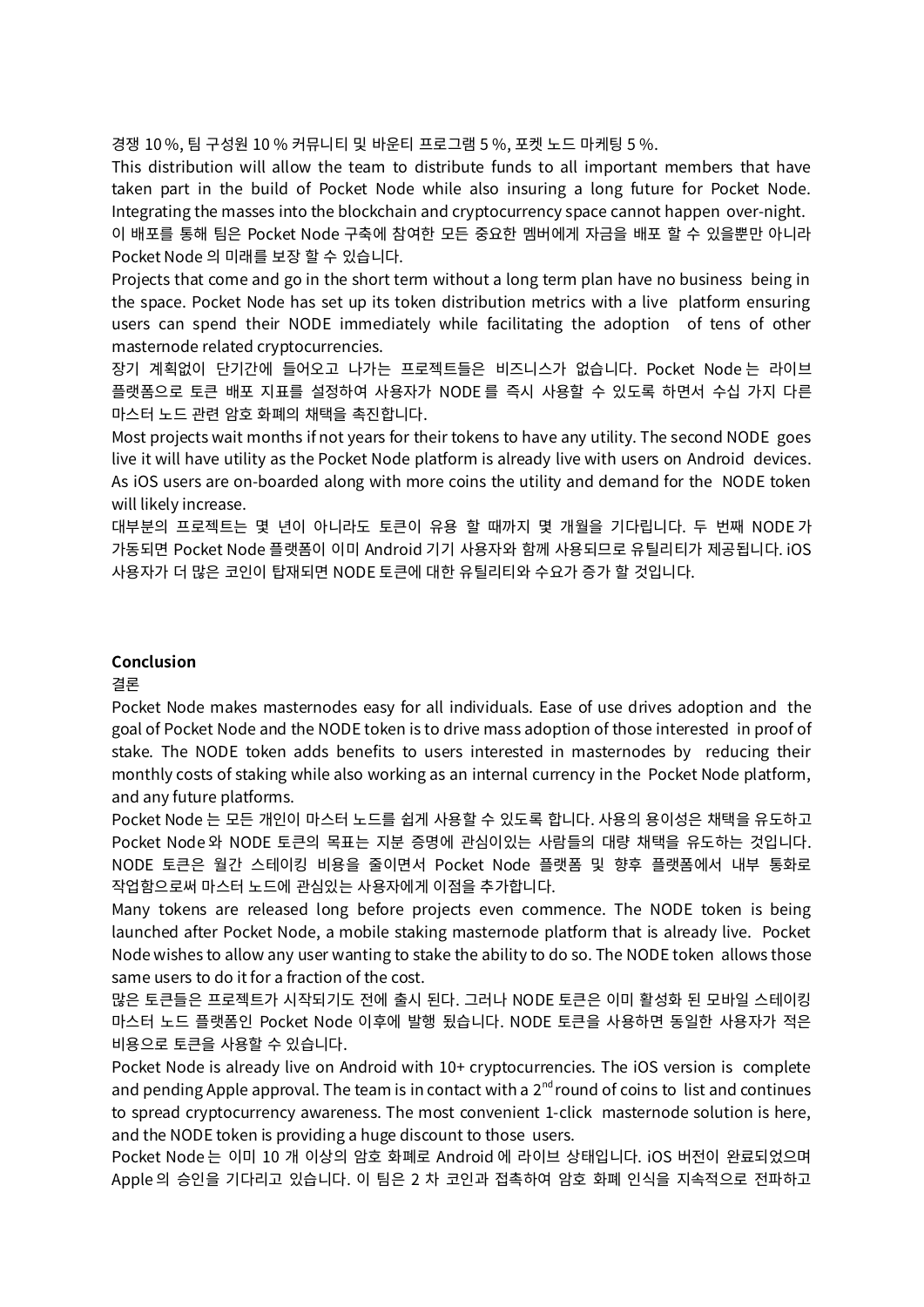경쟁 10 %, 팀 구성원 10 % 커뮤니티 및 바운티 프로그램 5 %, 포켓 노드 마케팅 5 %.

This distribution will allow the team to distribute funds to all important members that have taken part in the build of Pocket Node while also insuring a long future for Pocket Node. Integrating the masses into the blockchain and cryptocurrency space cannot happen over-night.

이 배포를 통해 팀은 Pocket Node 구축에 참여한 모든 중요한 멤버에게 자금을 배포 할 수 있을뿐만 아니라 Pocket Node 의 미래를 보장 할 수 있습니다.

Projects that come and go in the short term without a long term plan have no business being in the space. Pocket Node has set up its token distribution metrics with a live platform ensuring users can spend their NODE immediately while facilitating the adoption of tens of other masternode related cryptocurrencies.

장기 계획없이 단기간에 들어오고 나가는 프로젝트들은 비즈니스가 없습니다. Pocket Node 는 라이브 플랫폼으로 토큰 배포 지표를 설정하여 사용자가 NODE 를 즉시 사용할 수 있도록 하면서 수십 가지 다른 마스터 노드 관련 암호 화폐의 채택을 촉진합니다.

Most projects wait months if not years for their tokens to have any utility. The second NODE goes live it will have utility as the Pocket Node platform is already live with users on Android devices. As iOS users are on-boarded along with more coins the utility and demand for the NODE token will likely increase.

대부분의 프로젝트는 몇 년이 아니라도 토큰이 유용 할 때까지 몇 개월을 기다립니다. 두 번째 NODE 가 가동되면 Pocket Node 플랫폼이 이미 Android 기기 사용자와 함께 사용되므로 유틸리티가 제공됩니다. iOS 사용자가 더 많은 코인이 탑재되면 NODE 토큰에 대한 유틸리티와 수요가 증가 할 것입니다.

**Conclusion**

결론

Pocket Node makes masternodes easy for all individuals. Ease of use drives adoption and the goal of Pocket Node and the NODE token is to drive mass adoption of those interested in proof of stake. The NODE token adds benefits to users interested in masternodes by reducing their monthly costs of staking while also working as an internal currency in the Pocket Node platform, and any future platforms.

Pocket Node 는 모든 개인이 마스터 노드를 쉽게 사용할 수 있도록 합니다. 사용의 용이성은 채택을 유도하고 Pocket Node 와 NODE 토큰의 목표는 지분 증명에 관심이있는 사람들의 대량 채택을 유도하는 것입니다. NODE 토큰은 월간 스테이킹 비용을 줄이면서 Pocket Node 플랫폼 및 향후 플랫폼에서 내부 통화로 작업함으로써 마스터 노드에 관심있는 사용자에게 이점을 추가합니다.

Many tokens are released long before projects even commence. The NODE token is being launched after Pocket Node, a mobile staking masternode platform that is already live. Pocket Node wishes to allow any user wanting to stake the ability to do so. The NODE token allows those same users to do it for a fraction of the cost.

많은 토큰들은 프로젝트가 시작되기도 전에 출시 된다. 그러나 NODE 토큰은 이미 활성화 된 모바일 스테이킹 마스터 노드 플랫폼인 Pocket Node 이후에 발행 됐습니다. NODE 토큰을 사용하면 동일한 사용자가 적은 비용으로 토큰을 사용할 수 있습니다.

Pocket Node is already live on Android with 10+ cryptocurrencies. The iOS version is complete and pending Apple approval. The team is in contact with a 2nd round of coins to list and continues to spread cryptocurrency awareness. The most convenient 1-click masternode solution is here, and the NODE token is providing a huge discount to those users.

Pocket Node 는 이미 10 개 이상의 암호 화폐로 Android 에 라이브 상태입니다. iOS 버전이 완료되었으며 Apple 의 승인을 기다리고 있습니다. 이 팀은 2 차 코인과 접촉하여 암호 화폐 인식을 지속적으로 전파하고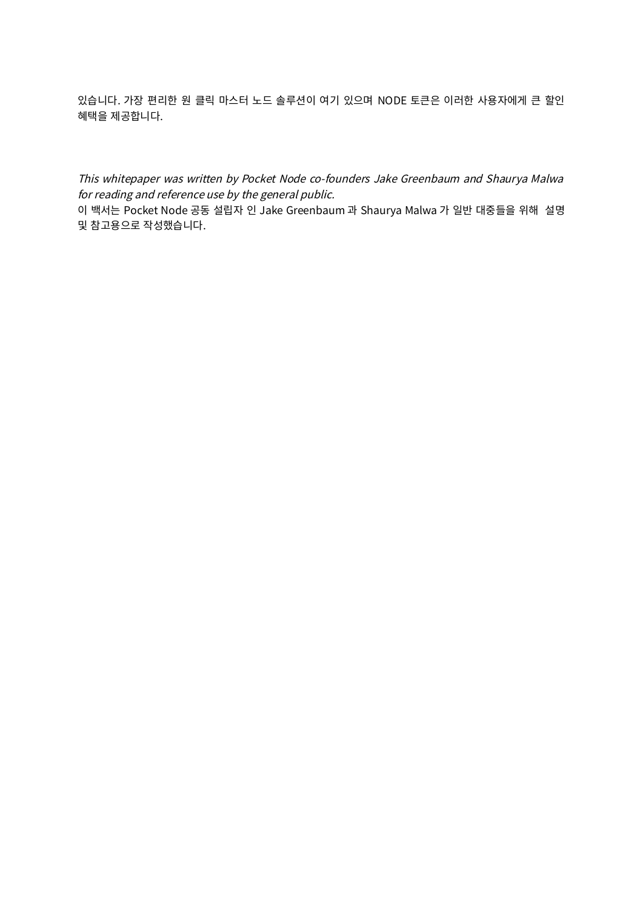있습니다. 가장 편리한 원 클릭 마스터 노드 솔루션이 여기 있으며 NODE 토큰은 이러한 사용자에게 큰 할인 혜택을 제공합니다.

*This whitepaper was written by Pocket Node co-founders Jake Greenbaum and Shaurya Malwa for reading and reference use by the general public.*

이 백서는 Pocket Node 공동 설립자 인 Jake Greenbaum 과 Shaurya Malwa 가 일반 대중들을 위해 설명 및 참고용으로 작성했습니다.